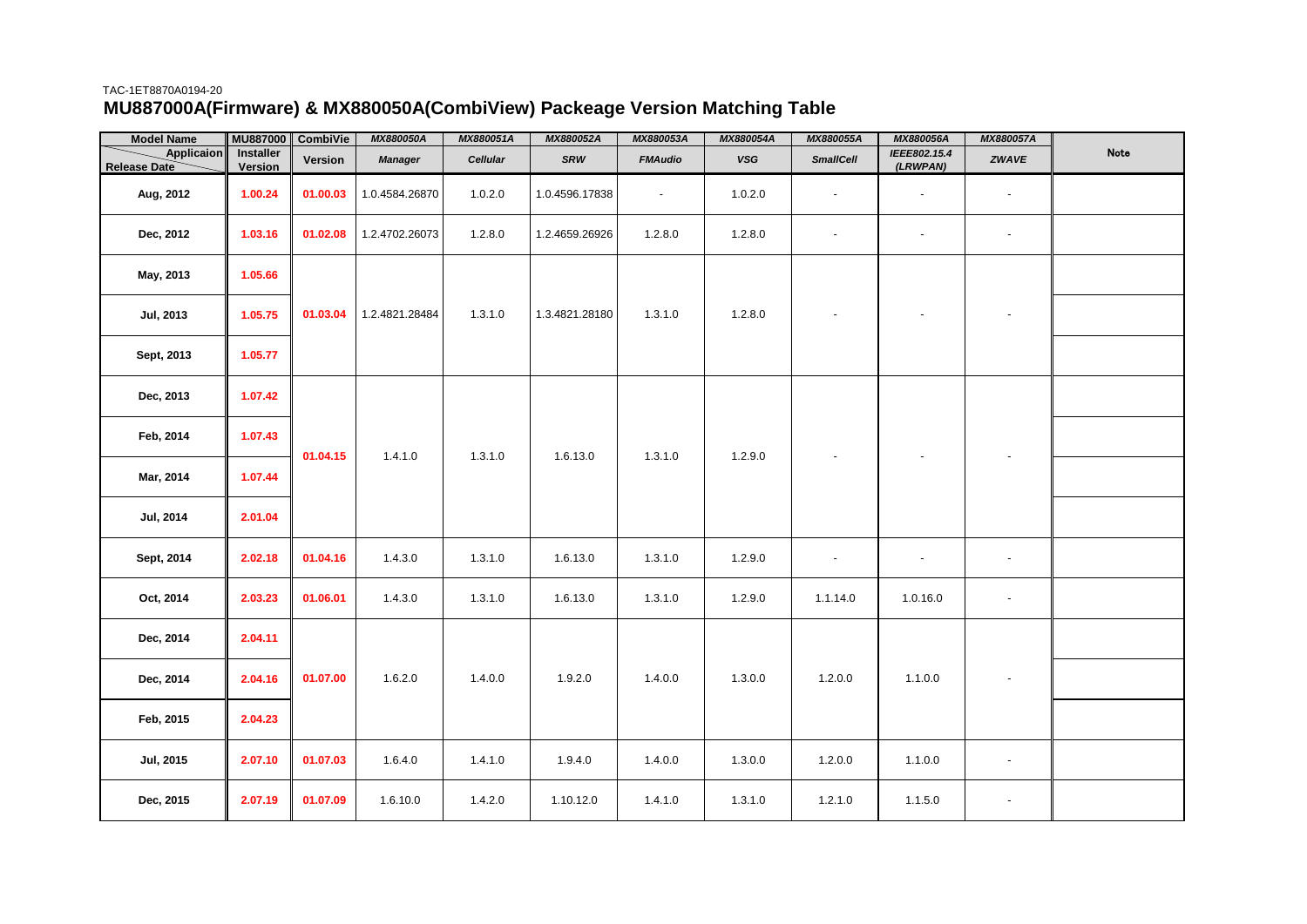TAC-1ET8870A0194-20

# MU887000A(Firmware) & MX880050A(CombiView) Packeage Version Matching Table

| Model Name | MU887000 | CombiVie | *MX880050A* | *MX880051A* | *MX880052A* | *MX880053A* | *MX880054A* | *MX880055A* | *MX880056A* | *MX880057A* | Note |
|---|---|---|---|---|---|---|---|---|---|---|---|
| Applicaion / Release Date | Installer Version | Version | *Manager* | *Cellular* | *SRW* | *FMAudio* | *VSG* | *SmallCell* | *IEEE802.15.4 (LRWPAN)* | *ZWAVE* | |
| Aug, 2012 | 1.00.24 | 01.00.03 | 1.0.4584.26870 | 1.0.2.0 | 1.0.4596.17838 | - | 1.0.2.0 | - | - | - | |
| Dec, 2012 | 1.03.16 | 01.02.08 | 1.2.4702.26073 | 1.2.8.0 | 1.2.4659.26926 | 1.2.8.0 | 1.2.8.0 | - | - | - | |
| May, 2013 | 1.05.66 | 01.03.04 | 1.2.4821.28484 | 1.3.1.0 | 1.3.4821.28180 | 1.3.1.0 | 1.2.8.0 | - | - | - | |
| Jul, 2013 | 1.05.75 | | | | | | | | | | |
| Sept, 2013 | 1.05.77 | | | | | | | | | | |
| Dec, 2013 | 1.07.42 | 01.04.15 | 1.4.1.0 | 1.3.1.0 | 1.6.13.0 | 1.3.1.0 | 1.2.9.0 | - | - | - | |
| Feb, 2014 | 1.07.43 | | | | | | | | | | |
| Mar, 2014 | 1.07.44 | | | | | | | | | | |
| Jul, 2014 | 2.01.04 | | | | | | | | | | |
| Sept, 2014 | 2.02.18 | 01.04.16 | 1.4.3.0 | 1.3.1.0 | 1.6.13.0 | 1.3.1.0 | 1.2.9.0 | - | - | - | |
| Oct, 2014 | 2.03.23 | 01.06.01 | 1.4.3.0 | 1.3.1.0 | 1.6.13.0 | 1.3.1.0 | 1.2.9.0 | 1.1.14.0 | 1.0.16.0 | - | |
| Dec, 2014 | 2.04.11 | 01.07.00 | 1.6.2.0 | 1.4.0.0 | 1.9.2.0 | 1.4.0.0 | 1.3.0.0 | 1.2.0.0 | 1.1.0.0 | - | |
| Dec, 2014 | 2.04.16 | | | | | | | | | | |
| Feb, 2015 | 2.04.23 | | | | | | | | | | |
| Jul, 2015 | 2.07.10 | 01.07.03 | 1.6.4.0 | 1.4.1.0 | 1.9.4.0 | 1.4.0.0 | 1.3.0.0 | 1.2.0.0 | 1.1.0.0 | - | |
| Dec, 2015 | 2.07.19 | 01.07.09 | 1.6.10.0 | 1.4.2.0 | 1.10.12.0 | 1.4.1.0 | 1.3.1.0 | 1.2.1.0 | 1.1.5.0 | - | |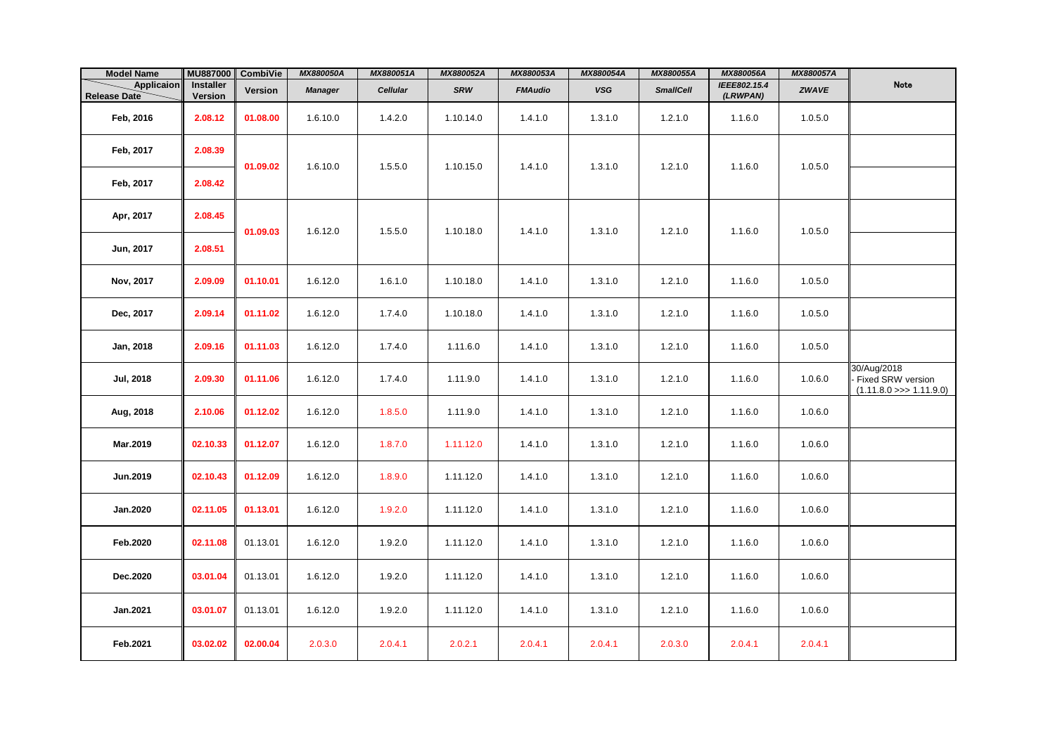| Model Name | MU887000 | CombiVie | MX880050A | MX880051A | MX880052A | MX880053A | MX880054A | MX880055A | MX880056A | MX880057A | Note |
|---|---|---|---|---|---|---|---|---|---|---|---|
| Applicaion / Release Date | Installer Version | Version | *Manager* | *Cellular* | *SRW* | *FMAudio* | *VSG* | *SmallCell* | *IEEE802.15.4 (LRWPAN)* | *ZWAVE* | |
| **Feb, 2016** | **2.08.12** | **01.08.00** | 1.6.10.0 | 1.4.2.0 | 1.10.14.0 | 1.4.1.0 | 1.3.1.0 | 1.2.1.0 | 1.1.6.0 | 1.0.5.0 | |
| **Feb, 2017** | **2.08.39** | **01.09.02** | 1.6.10.0 | 1.5.5.0 | 1.10.15.0 | 1.4.1.0 | 1.3.1.0 | 1.2.1.0 | 1.1.6.0 | 1.0.5.0 | |
| **Feb, 2017** | **2.08.42** | | | | | | | | | | |
| **Apr, 2017** | **2.08.45** | **01.09.03** | 1.6.12.0 | 1.5.5.0 | 1.10.18.0 | 1.4.1.0 | 1.3.1.0 | 1.2.1.0 | 1.1.6.0 | 1.0.5.0 | |
| **Jun, 2017** | **2.08.51** | | | | | | | | | | |
| **Nov, 2017** | **2.09.09** | **01.10.01** | 1.6.12.0 | 1.6.1.0 | 1.10.18.0 | 1.4.1.0 | 1.3.1.0 | 1.2.1.0 | 1.1.6.0 | 1.0.5.0 | |
| **Dec, 2017** | **2.09.14** | **01.11.02** | 1.6.12.0 | 1.7.4.0 | 1.10.18.0 | 1.4.1.0 | 1.3.1.0 | 1.2.1.0 | 1.1.6.0 | 1.0.5.0 | |
| **Jan, 2018** | **2.09.16** | **01.11.03** | 1.6.12.0 | 1.7.4.0 | 1.11.6.0 | 1.4.1.0 | 1.3.1.0 | 1.2.1.0 | 1.1.6.0 | 1.0.5.0 | |
| **Jul, 2018** | **2.09.30** | **01.11.06** | 1.6.12.0 | 1.7.4.0 | 1.11.9.0 | 1.4.1.0 | 1.3.1.0 | 1.2.1.0 | 1.1.6.0 | 1.0.6.0 | 30/Aug/2018 - Fixed SRW version (1.11.8.0 >>> 1.11.9.0) |
| **Aug, 2018** | **2.10.06** | **01.12.02** | 1.6.12.0 | 1.8.5.0 | 1.11.9.0 | 1.4.1.0 | 1.3.1.0 | 1.2.1.0 | 1.1.6.0 | 1.0.6.0 | |
| **Mar.2019** | **02.10.33** | **01.12.07** | 1.6.12.0 | 1.8.7.0 | 1.11.12.0 | 1.4.1.0 | 1.3.1.0 | 1.2.1.0 | 1.1.6.0 | 1.0.6.0 | |
| **Jun.2019** | **02.10.43** | **01.12.09** | 1.6.12.0 | 1.8.9.0 | 1.11.12.0 | 1.4.1.0 | 1.3.1.0 | 1.2.1.0 | 1.1.6.0 | 1.0.6.0 | |
| **Jan.2020** | **02.11.05** | **01.13.01** | 1.6.12.0 | 1.9.2.0 | 1.11.12.0 | 1.4.1.0 | 1.3.1.0 | 1.2.1.0 | 1.1.6.0 | 1.0.6.0 | |
| **Feb.2020** | **02.11.08** | 01.13.01 | 1.6.12.0 | 1.9.2.0 | 1.11.12.0 | 1.4.1.0 | 1.3.1.0 | 1.2.1.0 | 1.1.6.0 | 1.0.6.0 | |
| **Dec.2020** | **03.01.04** | 01.13.01 | 1.6.12.0 | 1.9.2.0 | 1.11.12.0 | 1.4.1.0 | 1.3.1.0 | 1.2.1.0 | 1.1.6.0 | 1.0.6.0 | |
| **Jan.2021** | **03.01.07** | 01.13.01 | 1.6.12.0 | 1.9.2.0 | 1.11.12.0 | 1.4.1.0 | 1.3.1.0 | 1.2.1.0 | 1.1.6.0 | 1.0.6.0 | |
| **Feb.2021** | **03.02.02** | **02.00.04** | 2.0.3.0 | 2.0.4.1 | 2.0.2.1 | 2.0.4.1 | 2.0.4.1 | 2.0.3.0 | 2.0.4.1 | 2.0.4.1 | |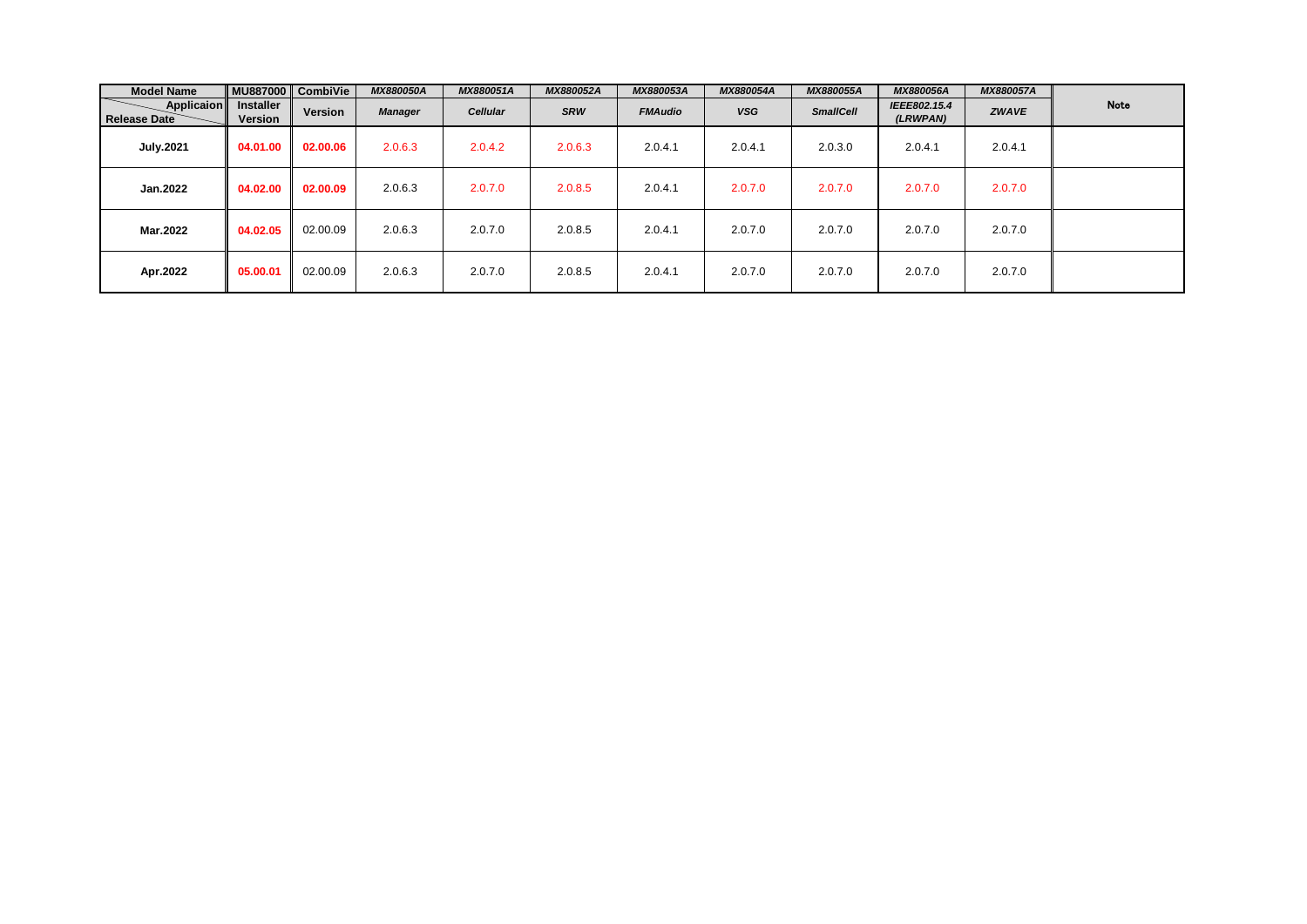| Model Name | MU887000 | CombiVie | *MX880050A* | *MX880051A* | *MX880052A* | *MX880053A* | *MX880054A* | *MX880055A* | *MX880056A* | *MX880057A* | Note |
|---|---|---|---|---|---|---|---|---|---|---|---|
| Applicaion / Release Date | Installer Version | Version | *Manager* | *Cellular* | *SRW* | *FMAudio* | *VSG* | *SmallCell* | *IEEE802.15.4 (LRWPAN)* | *ZWAVE* | |
| **July.2021** | **04.01.00** | **02.00.06** | 2.0.6.3 | 2.0.4.2 | 2.0.6.3 | 2.0.4.1 | 2.0.4.1 | 2.0.3.0 | 2.0.4.1 | 2.0.4.1 | |
| **Jan.2022** | **04.02.00** | **02.00.09** | 2.0.6.3 | 2.0.7.0 | 2.0.8.5 | 2.0.4.1 | 2.0.7.0 | 2.0.7.0 | 2.0.7.0 | 2.0.7.0 | |
| **Mar.2022** | **04.02.05** | 02.00.09 | 2.0.6.3 | 2.0.7.0 | 2.0.8.5 | 2.0.4.1 | 2.0.7.0 | 2.0.7.0 | 2.0.7.0 | 2.0.7.0 | |
| **Apr.2022** | **05.00.01** | 02.00.09 | 2.0.6.3 | 2.0.7.0 | 2.0.8.5 | 2.0.4.1 | 2.0.7.0 | 2.0.7.0 | 2.0.7.0 | 2.0.7.0 | |